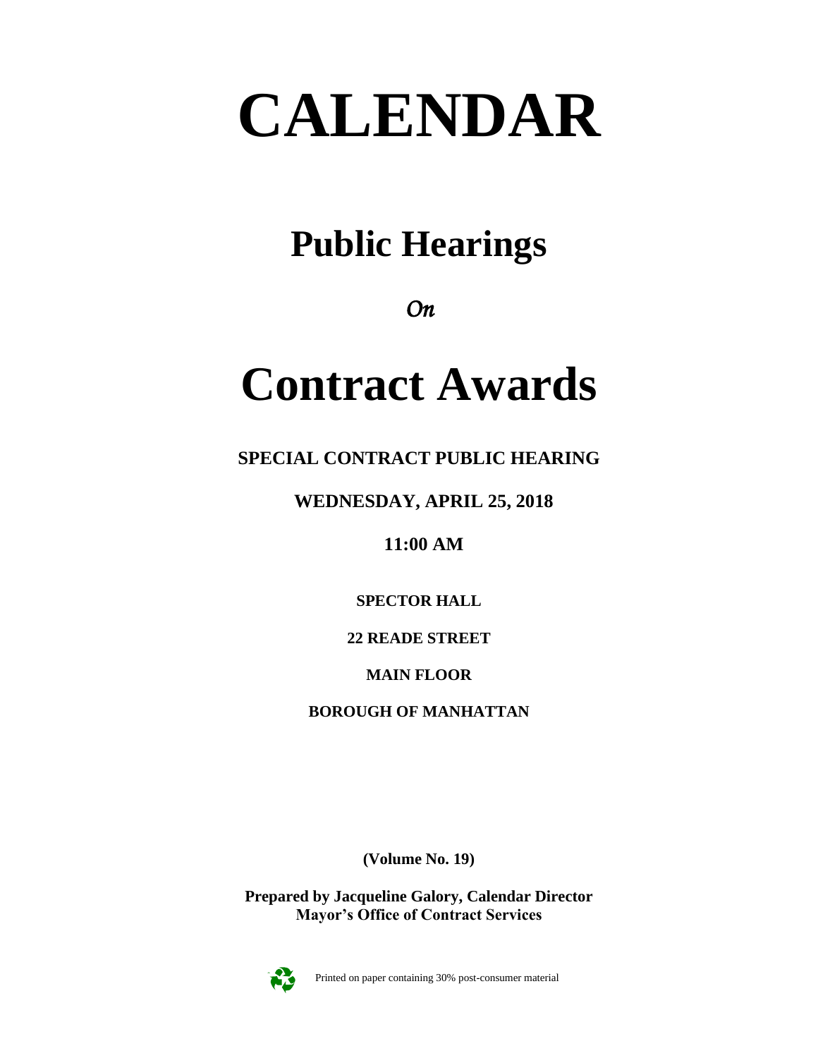# CALENDAR

## Public Hearings

*On*

# Contract Awards

**SPECIAL CONTRACT PUBLIC HEARING**

**WEDNESDAY, APRIL 25, 2018**

**11:00 AM**

**SPECTOR HALL**

**22 READE STREET**

**MAIN FLOOR**

**BOROUGH OF MANHATTAN**

**(Volume No. 19)**

**Prepared by Jacqueline Galory, Calendar Director**
**Mayor's Office of Contract Services**

Printed on paper containing 30% post-consumer material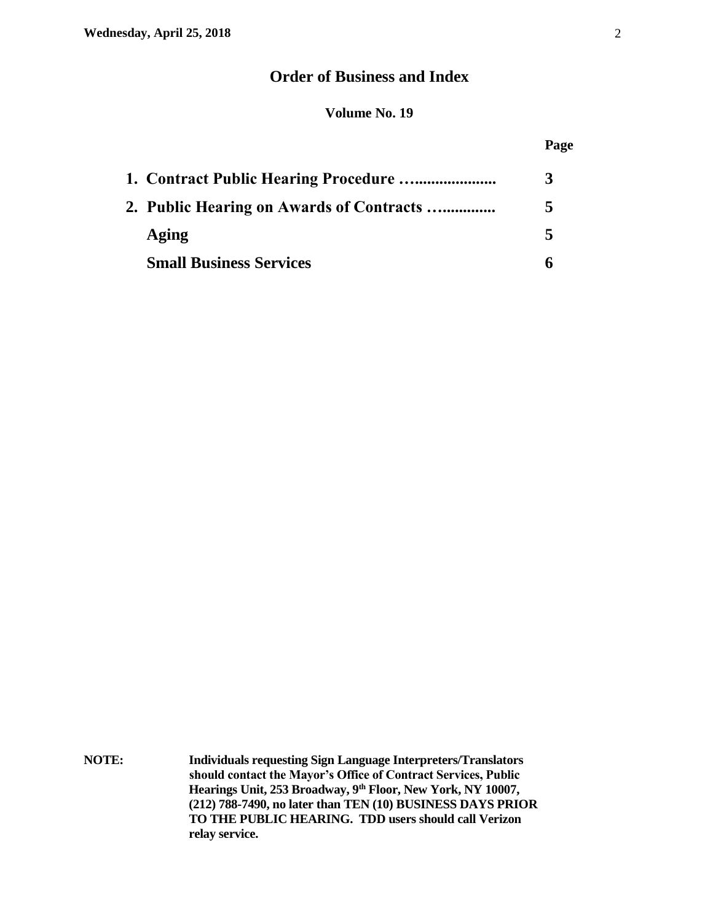# Order of Business and Index

**Volume No. 19**

| | Page |
|---|---|
| **1. Contract Public Hearing Procedure …....................** | **3** |
| **2. Public Hearing on Awards of Contracts …..............** | **5** |
| **Aging** | **5** |
| **Small Business Services** | **6** |

**NOTE:** **Individuals requesting Sign Language Interpreters/Translators should contact the Mayor's Office of Contract Services, Public Hearings Unit, 253 Broadway, 9th Floor, New York, NY 10007, (212) 788-7490, no later than TEN (10) BUSINESS DAYS PRIOR TO THE PUBLIC HEARING. TDD users should call Verizon relay service.**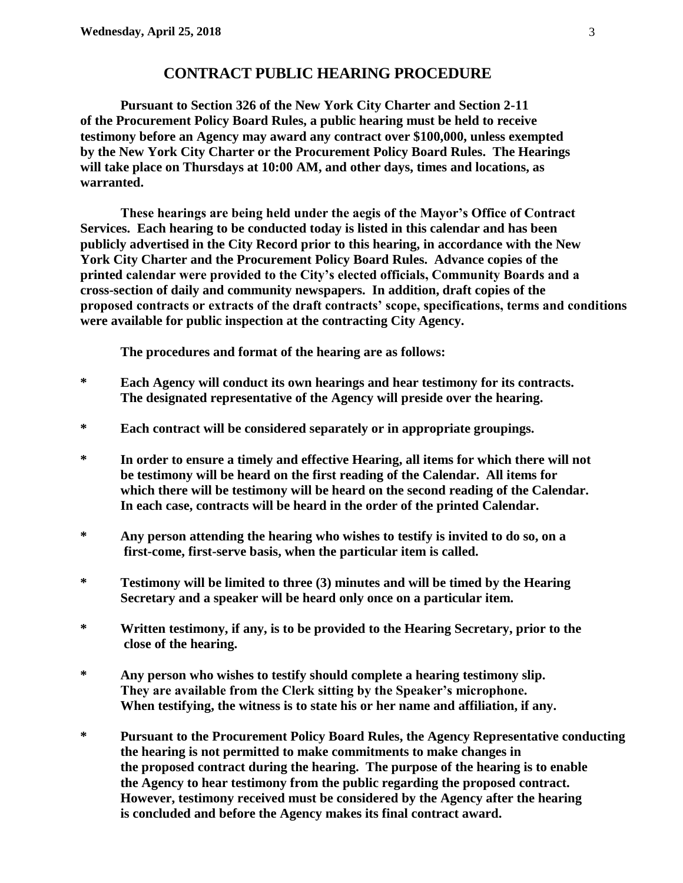## CONTRACT PUBLIC HEARING PROCEDURE

**Pursuant to Section 326 of the New York City Charter and Section 2-11 of the Procurement Policy Board Rules, a public hearing must be held to receive testimony before an Agency may award any contract over $100,000, unless exempted by the New York City Charter or the Procurement Policy Board Rules. The Hearings will take place on Thursdays at 10:00 AM, and other days, times and locations, as warranted.**

**These hearings are being held under the aegis of the Mayor's Office of Contract Services. Each hearing to be conducted today is listed in this calendar and has been publicly advertised in the City Record prior to this hearing, in accordance with the New York City Charter and the Procurement Policy Board Rules. Advance copies of the printed calendar were provided to the City's elected officials, Community Boards and a cross-section of daily and community newspapers. In addition, draft copies of the proposed contracts or extracts of the draft contracts' scope, specifications, terms and conditions were available for public inspection at the contracting City Agency.**

**The procedures and format of the hearing are as follows:**

- **Each Agency will conduct its own hearings and hear testimony for its contracts. The designated representative of the Agency will preside over the hearing.**
- **Each contract will be considered separately or in appropriate groupings.**
- **In order to ensure a timely and effective Hearing, all items for which there will not be testimony will be heard on the first reading of the Calendar. All items for which there will be testimony will be heard on the second reading of the Calendar. In each case, contracts will be heard in the order of the printed Calendar.**
- **Any person attending the hearing who wishes to testify is invited to do so, on a first-come, first-serve basis, when the particular item is called.**
- **Testimony will be limited to three (3) minutes and will be timed by the Hearing Secretary and a speaker will be heard only once on a particular item.**
- **Written testimony, if any, is to be provided to the Hearing Secretary, prior to the close of the hearing.**
- **Any person who wishes to testify should complete a hearing testimony slip. They are available from the Clerk sitting by the Speaker's microphone. When testifying, the witness is to state his or her name and affiliation, if any.**
- **Pursuant to the Procurement Policy Board Rules, the Agency Representative conducting the hearing is not permitted to make commitments to make changes in the proposed contract during the hearing. The purpose of the hearing is to enable the Agency to hear testimony from the public regarding the proposed contract. However, testimony received must be considered by the Agency after the hearing is concluded and before the Agency makes its final contract award.**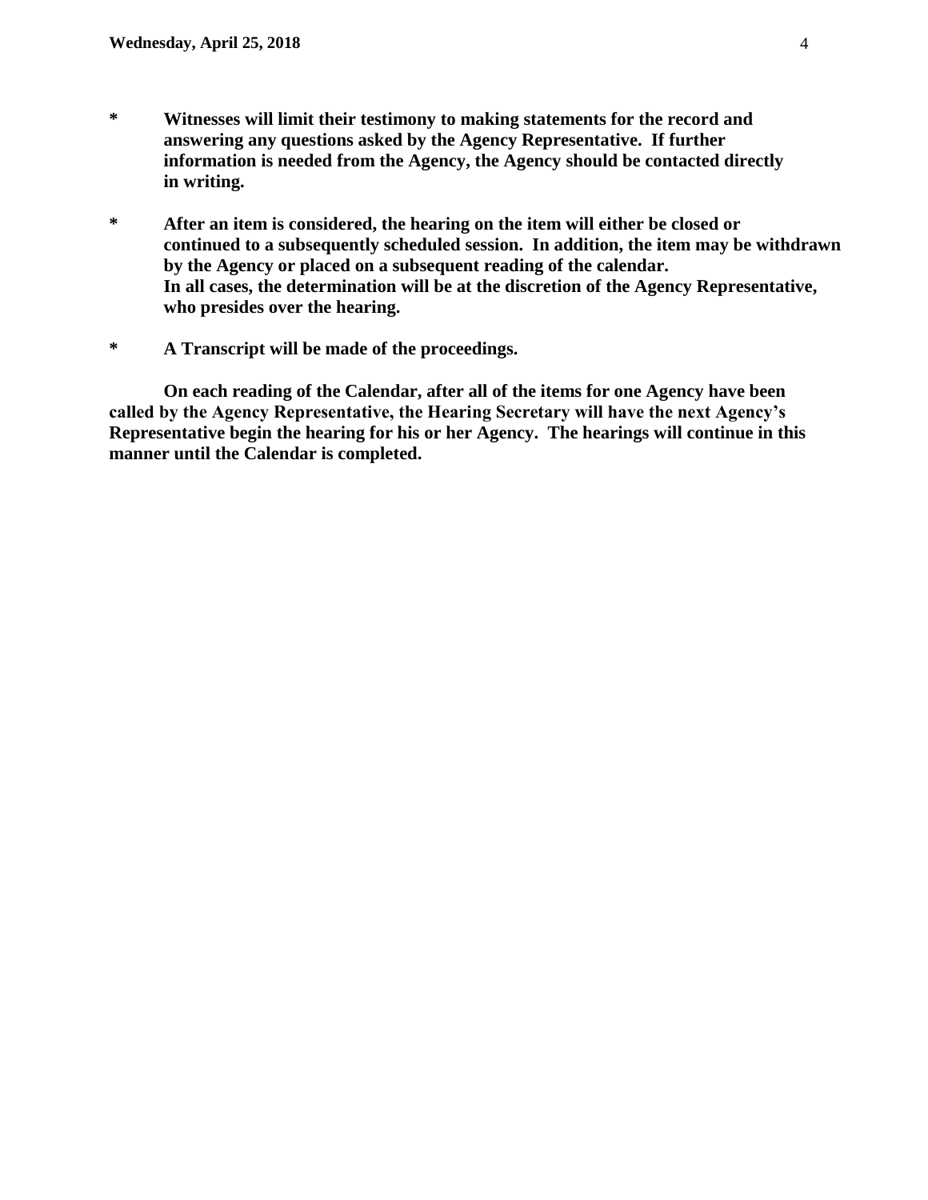*	**Witnesses will limit their testimony to making statements for the record and answering any questions asked by the Agency Representative. If further information is needed from the Agency, the Agency should be contacted directly in writing.**

*	**After an item is considered, the hearing on the item will either be closed or continued to a subsequently scheduled session. In addition, the item may be withdrawn by the Agency or placed on a subsequent reading of the calendar. In all cases, the determination will be at the discretion of the Agency Representative, who presides over the hearing.**

*	**A Transcript will be made of the proceedings.**

**On each reading of the Calendar, after all of the items for one Agency have been called by the Agency Representative, the Hearing Secretary will have the next Agency's Representative begin the hearing for his or her Agency. The hearings will continue in this manner until the Calendar is completed.**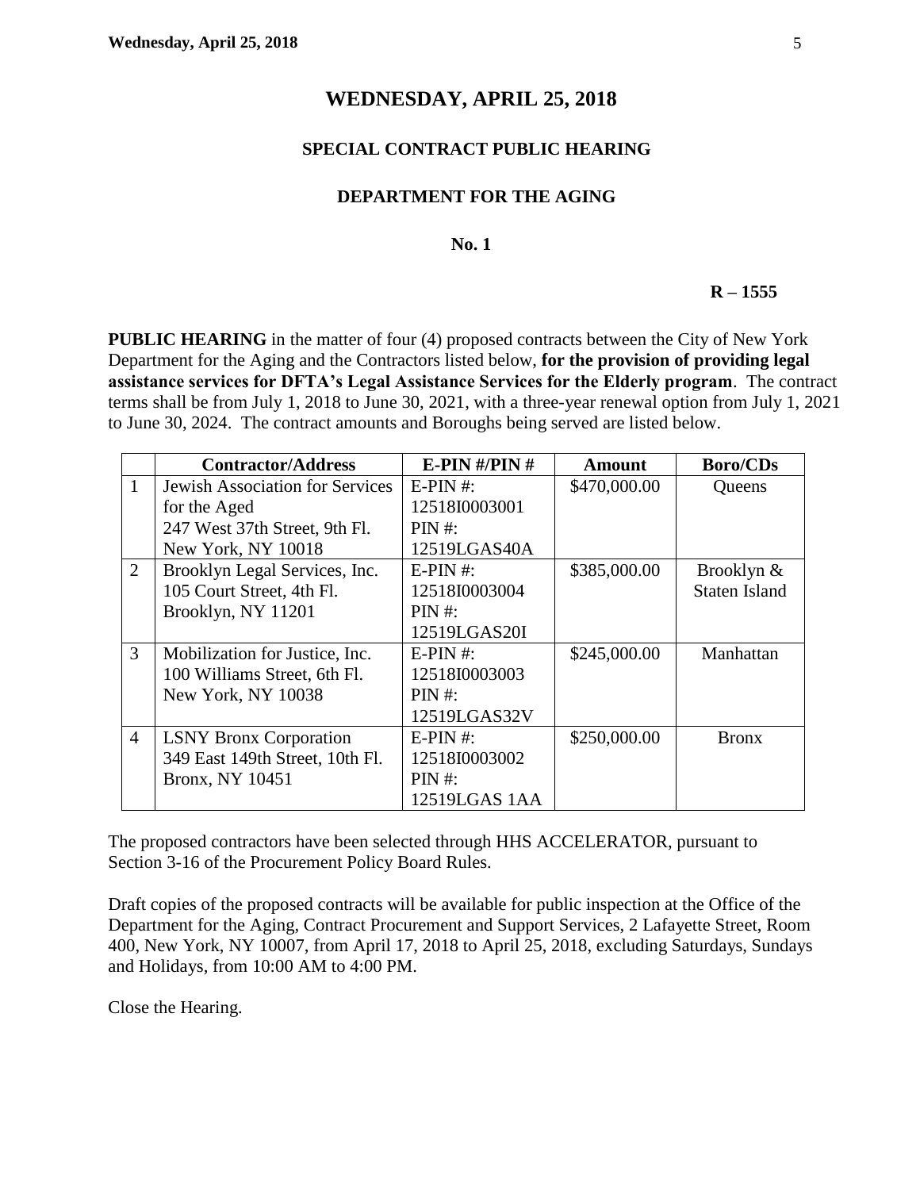# WEDNESDAY, APRIL 25, 2018

## SPECIAL CONTRACT PUBLIC HEARING

## DEPARTMENT FOR THE AGING

**No. 1**

**R – 1555**

**PUBLIC HEARING** in the matter of four (4) proposed contracts between the City of New York Department for the Aging and the Contractors listed below, **for the provision of providing legal assistance services for DFTA's Legal Assistance Services for the Elderly program**. The contract terms shall be from July 1, 2018 to June 30, 2021, with a three-year renewal option from July 1, 2021 to June 30, 2024. The contract amounts and Boroughs being served are listed below.

| | Contractor/Address | E-PIN #/PIN # | Amount | Boro/CDs |
|---|---|---|---|---|
| 1 | Jewish Association for Services for the Aged<br>247 West 37th Street, 9th Fl.<br>New York, NY 10018 | E-PIN #:<br>12518I0003001<br>PIN #:<br>12519LGAS40A | $470,000.00 | Queens |
| 2 | Brooklyn Legal Services, Inc.<br>105 Court Street, 4th Fl.<br>Brooklyn, NY 11201 | E-PIN #:<br>12518I0003004<br>PIN #:<br>12519LGAS20I | $385,000.00 | Brooklyn & Staten Island |
| 3 | Mobilization for Justice, Inc.<br>100 Williams Street, 6th Fl.<br>New York, NY 10038 | E-PIN #:<br>12518I0003003<br>PIN #:<br>12519LGAS32V | $245,000.00 | Manhattan |
| 4 | LSNY Bronx Corporation<br>349 East 149th Street, 10th Fl.<br>Bronx, NY 10451 | E-PIN #:<br>12518I0003002<br>PIN #:<br>12519LGAS 1AA | $250,000.00 | Bronx |

The proposed contractors have been selected through HHS ACCELERATOR, pursuant to Section 3-16 of the Procurement Policy Board Rules.

Draft copies of the proposed contracts will be available for public inspection at the Office of the Department for the Aging, Contract Procurement and Support Services, 2 Lafayette Street, Room 400, New York, NY 10007, from April 17, 2018 to April 25, 2018, excluding Saturdays, Sundays and Holidays, from 10:00 AM to 4:00 PM.

Close the Hearing.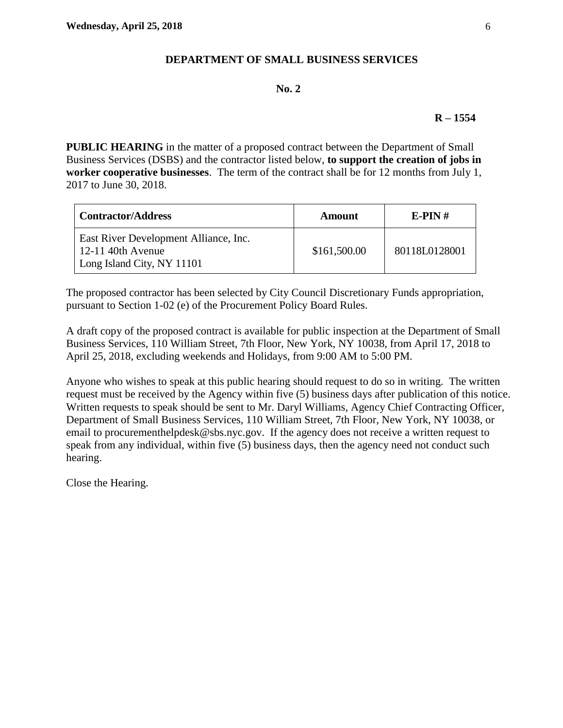## DEPARTMENT OF SMALL BUSINESS SERVICES

**No. 2**

**R – 1554**

**PUBLIC HEARING** in the matter of a proposed contract between the Department of Small Business Services (DSBS) and the contractor listed below, **to support the creation of jobs in worker cooperative businesses**. The term of the contract shall be for 12 months from July 1, 2017 to June 30, 2018.

| Contractor/Address | Amount | E-PIN # |
|---|---|---|
| East River Development Alliance, Inc.<br>12-11 40th Avenue<br>Long Island City, NY 11101 | $161,500.00 | 80118L0128001 |

The proposed contractor has been selected by City Council Discretionary Funds appropriation, pursuant to Section 1-02 (e) of the Procurement Policy Board Rules.

A draft copy of the proposed contract is available for public inspection at the Department of Small Business Services, 110 William Street, 7th Floor, New York, NY 10038, from April 17, 2018 to April 25, 2018, excluding weekends and Holidays, from 9:00 AM to 5:00 PM.

Anyone who wishes to speak at this public hearing should request to do so in writing. The written request must be received by the Agency within five (5) business days after publication of this notice. Written requests to speak should be sent to Mr. Daryl Williams, Agency Chief Contracting Officer, Department of Small Business Services, 110 William Street, 7th Floor, New York, NY 10038, or email to procurementhelpdesk@sbs.nyc.gov. If the agency does not receive a written request to speak from any individual, within five (5) business days, then the agency need not conduct such hearing.

Close the Hearing.